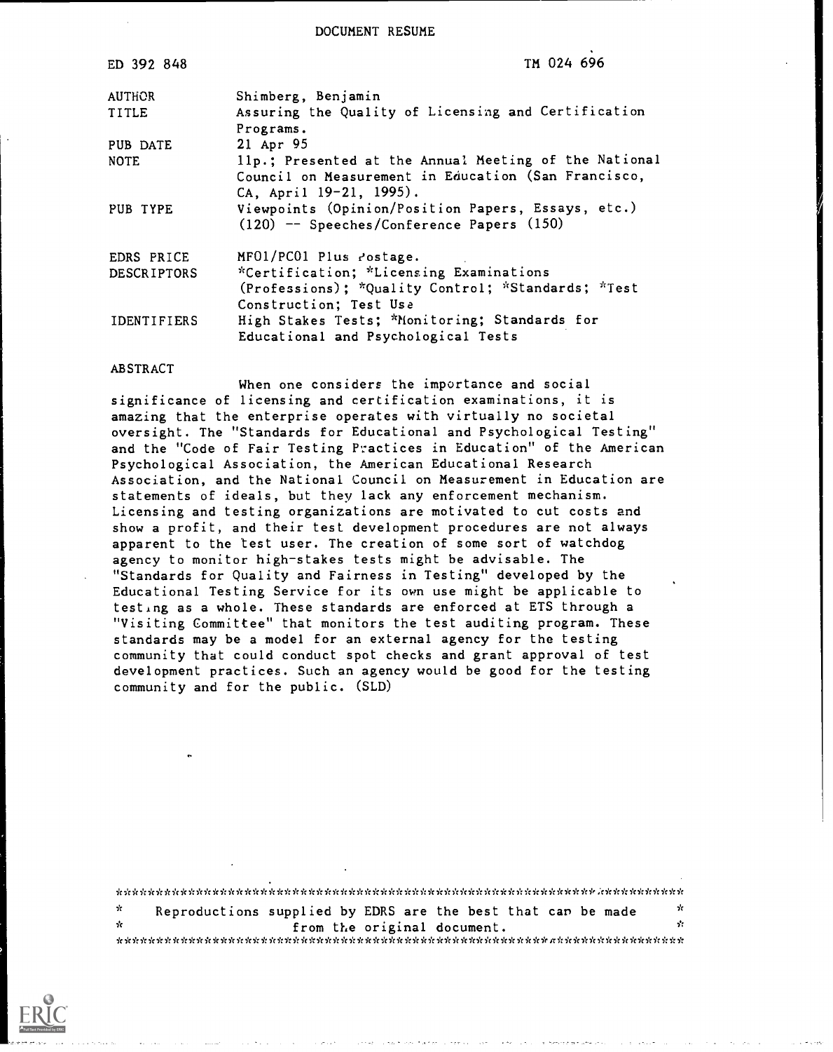DOCUMENT RESUME

| | |
|---|---|
| ED 392 848 | TM 024 696 |
| AUTHOR | Shimberg, Benjamin |
| TITLE | Assuring the Quality of Licensing and Certification Programs. |
| PUB DATE | 21 Apr 95 |
| NOTE | 11p.; Presented at the Annual Meeting of the National Council on Measurement in Education (San Francisco, CA, April 19-21, 1995). |
| PUB TYPE | Viewpoints (Opinion/Position Papers, Essays, etc.) (120) -- Speeches/Conference Papers (150) |
| EDRS PRICE | MF01/PC01 Plus Postage. |
| DESCRIPTORS | *Certification; *Licensing Examinations (Professions); *Quality Control; *Standards; *Test Construction; Test Use |
| IDENTIFIERS | High Stakes Tests; *Monitoring; Standards for Educational and Psychological Tests |

ABSTRACT

When one considers the importance and social significance of licensing and certification examinations, it is amazing that the enterprise operates with virtually no societal oversight. The "Standards for Educational and Psychological Testing" and the "Code of Fair Testing Practices in Education" of the American Psychological Association, the American Educational Research Association, and the National Council on Measurement in Education are statements of ideals, but they lack any enforcement mechanism. Licensing and testing organizations are motivated to cut costs and show a profit, and their test development procedures are not always apparent to the test user. The creation of some sort of watchdog agency to monitor high-stakes tests might be advisable. The "Standards for Quality and Fairness in Testing" developed by the Educational Testing Service for its own use might be applicable to testing as a whole. These standards are enforced at ETS through a "Visiting Committee" that monitors the test auditing program. These standards may be a model for an external agency for the testing community that could conduct spot checks and grant approval of test development practices. Such an agency would be good for the testing community and for the public. (SLD)

Reproductions supplied by EDRS are the best that can be made from the original document.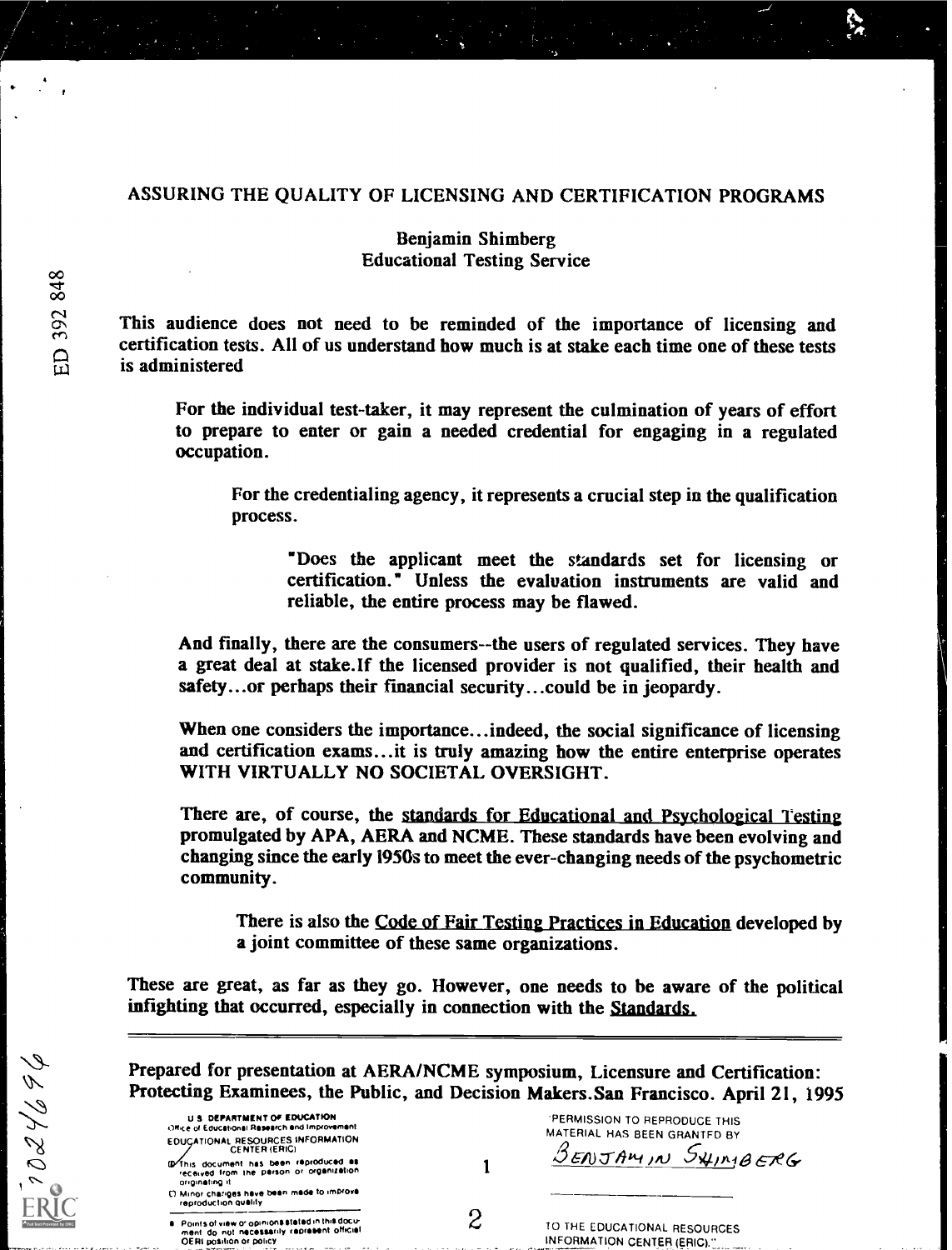# ASSURING THE QUALITY OF LICENSING AND CERTIFICATION PROGRAMS

Benjamin Shimberg
Educational Testing Service

This audience does not need to be reminded of the importance of licensing and certification tests. All of us understand how much is at stake each time one of these tests is administered

> For the individual test-taker, it may represent the culmination of years of effort to prepare to enter or gain a needed credential for engaging in a regulated occupation.
>
> > For the credentialing agency, it represents a crucial step in the qualification process.
> >
> > > "Does the applicant meet the standards set for licensing or certification." Unless the evaluation instruments are valid and reliable, the entire process may be flawed.
>
> And finally, there are the consumers--the users of regulated services. They have a great deal at stake.If the licensed provider is not qualified, their health and safety...or perhaps their financial security...could be in jeopardy.
>
> When one considers the importance...indeed, the social significance of licensing and certification exams...it is truly amazing how the entire enterprise operates WITH VIRTUALLY NO SOCIETAL OVERSIGHT.
>
> There are, of course, the standards for Educational and Psychological Testing promulgated by APA, AERA and NCME. These standards have been evolving and changing since the early 1950s to meet the ever-changing needs of the psychometric community.
>
> > There is also the Code of Fair Testing Practices in Education developed by a joint committee of these same organizations.

These are great, as far as they go. However, one needs to be aware of the political infighting that occurred, especially in connection with the Standards.

---

Prepared for presentation at AERA/NCME symposium, Licensure and Certification: Protecting Examinees, the Public, and Decision Makers.San Francisco. April 21, 1995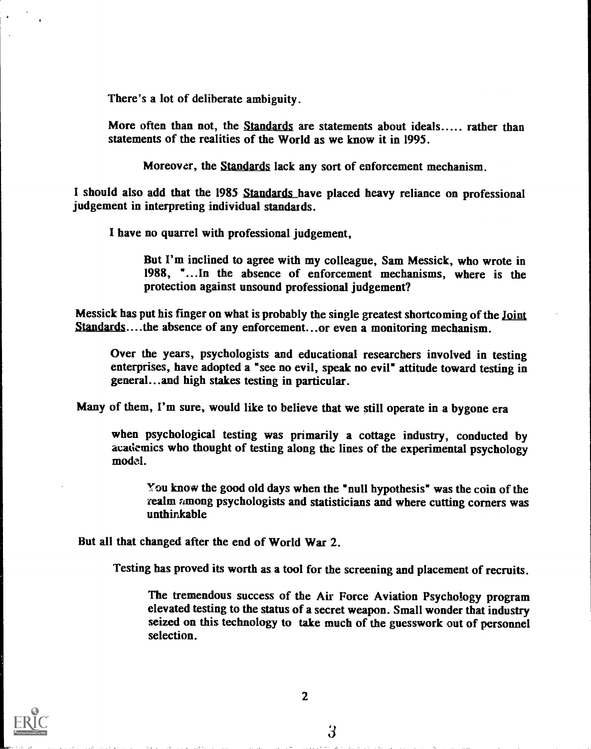There's a lot of deliberate ambiguity.

More often than not, the Standards are statements about ideals..... rather than statements of the realities of the World as we know it in 1995.

Moreover, the Standards lack any sort of enforcement mechanism.

I should also add that the 1985 Standards have placed heavy reliance on professional judgement in interpreting individual standards.

I have no quarrel with professional judgement,

But I'm inclined to agree with my colleague, Sam Messick, who wrote in 1988, "...In the absence of enforcement mechanisms, where is the protection against unsound professional judgement?

Messick has put his finger on what is probably the single greatest shortcoming of the Joint Standards....the absence of any enforcement...or even a monitoring mechanism.

Over the years, psychologists and educational researchers involved in testing enterprises, have adopted a "see no evil, speak no evil" attitude toward testing in general...and high stakes testing in particular.

Many of them, I'm sure, would like to believe that we still operate in a bygone era

when psychological testing was primarily a cottage industry, conducted by academics who thought of testing along the lines of the experimental psychology model.

You know the good old days when the "null hypothesis" was the coin of the realm among psychologists and statisticians and where cutting corners was unthinkable

But all that changed after the end of World War 2.

Testing has proved its worth as a tool for the screening and placement of recruits.

The tremendous success of the Air Force Aviation Psychology program elevated testing to the status of a secret weapon. Small wonder that industry seized on this technology to take much of the guesswork out of personnel selection.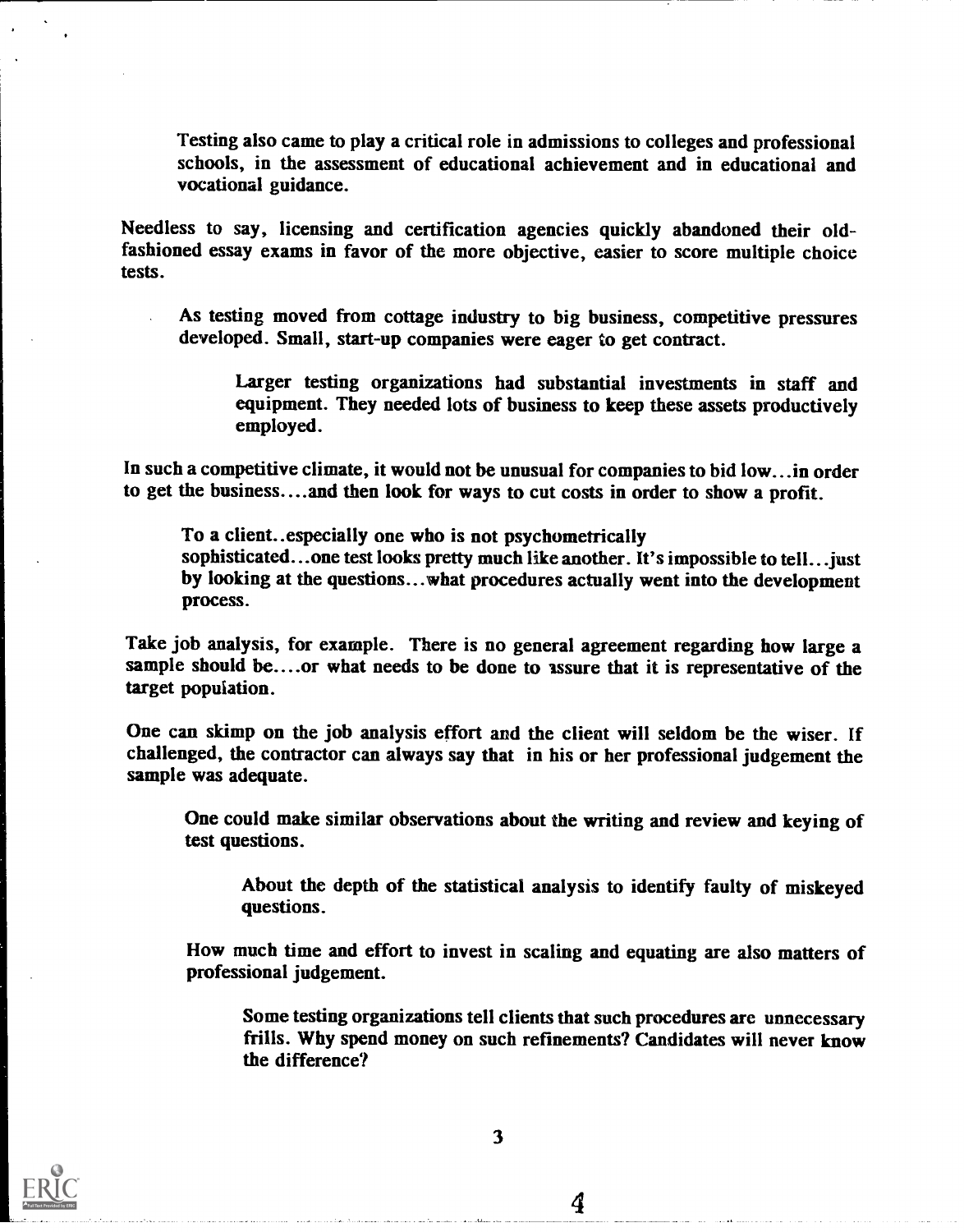Testing also came to play a critical role in admissions to colleges and professional schools, in the assessment of educational achievement and in educational and vocational guidance.

Needless to say, licensing and certification agencies quickly abandoned their old-fashioned essay exams in favor of the more objective, easier to score multiple choice tests.

As testing moved from cottage industry to big business, competitive pressures developed. Small, start-up companies were eager to get contract.

Larger testing organizations had substantial investments in staff and equipment. They needed lots of business to keep these assets productively employed.

In such a competitive climate, it would not be unusual for companies to bid low...in order to get the business....and then look for ways to cut costs in order to show a profit.

To a client..especially one who is not psychometrically sophisticated...one test looks pretty much like another. It's impossible to tell...just by looking at the questions...what procedures actually went into the development process.

Take job analysis, for example. There is no general agreement regarding how large a sample should be....or what needs to be done to assure that it is representative of the target population.

One can skimp on the job analysis effort and the client will seldom be the wiser. If challenged, the contractor can always say that in his or her professional judgement the sample was adequate.

One could make similar observations about the writing and review and keying of test questions.

About the depth of the statistical analysis to identify faulty of miskeyed questions.

How much time and effort to invest in scaling and equating are also matters of professional judgement.

Some testing organizations tell clients that such procedures are unnecessary frills. Why spend money on such refinements? Candidates will never know the difference?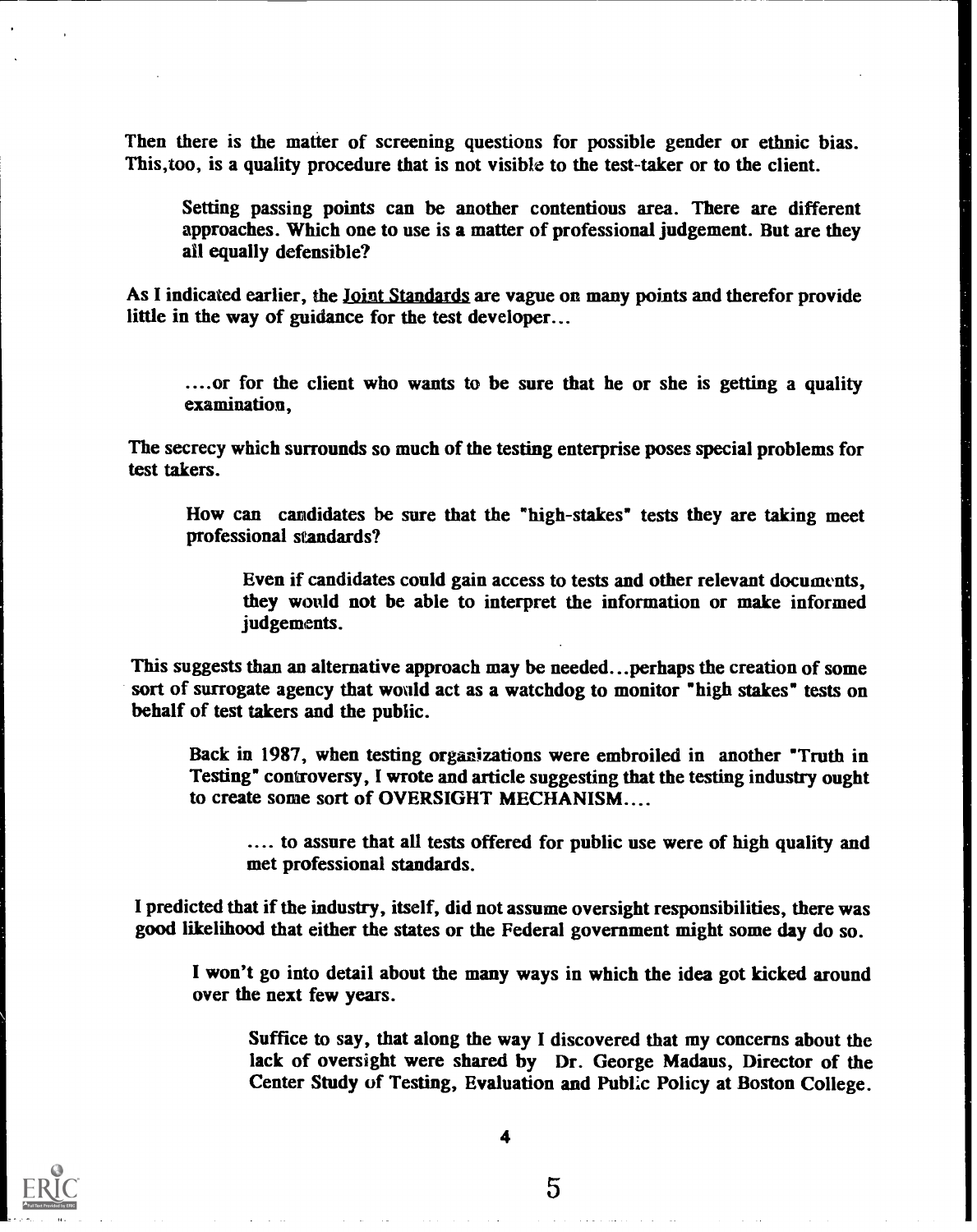Then there is the matter of screening questions for possible gender or ethnic bias. This,too, is a quality procedure that is not visible to the test-taker or to the client.

Setting passing points can be another contentious area. There are different approaches. Which one to use is a matter of professional judgement. But are they all equally defensible?

As I indicated earlier, the Joint Standards are vague on many points and therefor provide little in the way of guidance for the test developer...

....or for the client who wants to be sure that he or she is getting a quality examination,

The secrecy which surrounds so much of the testing enterprise poses special problems for test takers.

How can candidates be sure that the "high-stakes" tests they are taking meet professional standards?

Even if candidates could gain access to tests and other relevant documents, they would not be able to interpret the information or make informed judgements.

This suggests than an alternative approach may be needed...perhaps the creation of some sort of surrogate agency that would act as a watchdog to monitor "high stakes" tests on behalf of test takers and the public.

Back in 1987, when testing organizations were embroiled in another "Truth in Testing" controversy, I wrote and article suggesting that the testing industry ought to create some sort of OVERSIGHT MECHANISM....

.... to assure that all tests offered for public use were of high quality and met professional standards.

I predicted that if the industry, itself, did not assume oversight responsibilities, there was good likelihood that either the states or the Federal government might some day do so.

I won't go into detail about the many ways in which the idea got kicked around over the next few years.

Suffice to say, that along the way I discovered that my concerns about the lack of oversight were shared by Dr. George Madaus, Director of the Center Study of Testing, Evaluation and Public Policy at Boston College.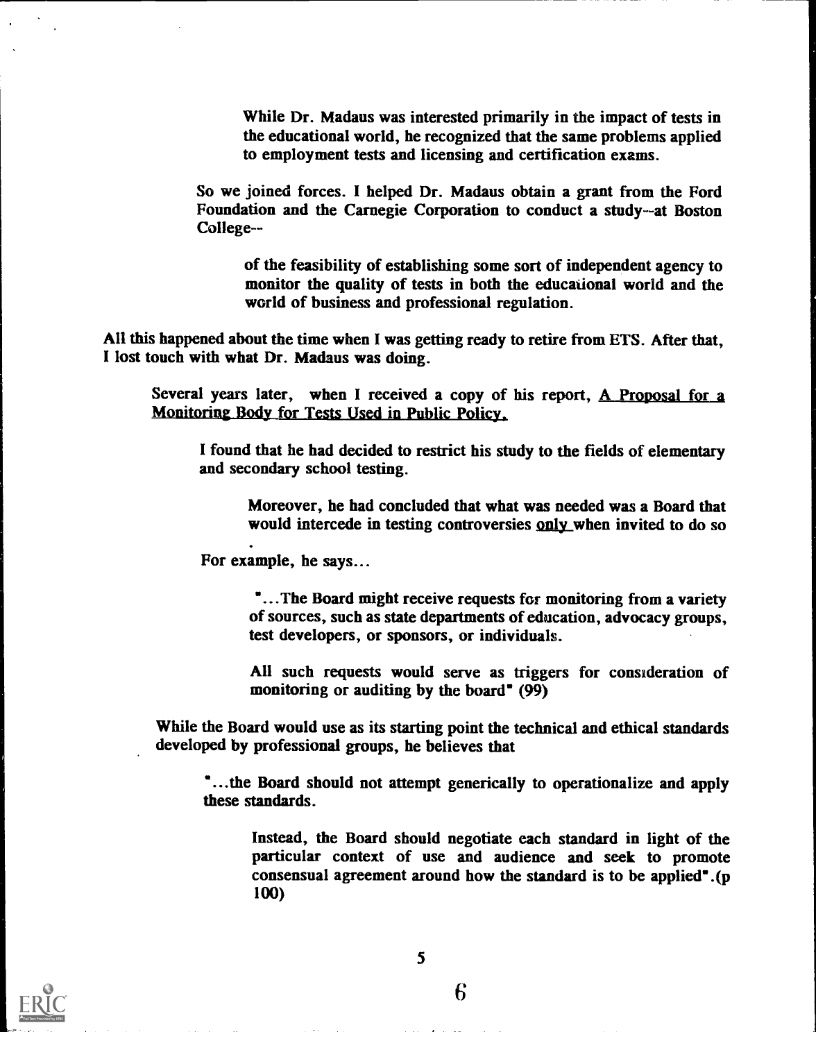While Dr. Madaus was interested primarily in the impact of tests in the educational world, he recognized that the same problems applied to employment tests and licensing and certification exams.

So we joined forces. I helped Dr. Madaus obtain a grant from the Ford Foundation and the Carnegie Corporation to conduct a study--at Boston College--

of the feasibility of establishing some sort of independent agency to monitor the quality of tests in both the educational world and the world of business and professional regulation.

All this happened about the time when I was getting ready to retire from ETS. After that, I lost touch with what Dr. Madaus was doing.

Several years later, when I received a copy of his report, A Proposal for a Monitoring Body for Tests Used in Public Policy,

I found that he had decided to restrict his study to the fields of elementary and secondary school testing.

Moreover, he had concluded that what was needed was a Board that would intercede in testing controversies only when invited to do so.

For example, he says...

"...The Board might receive requests for monitoring from a variety of sources, such as state departments of education, advocacy groups, test developers, or sponsors, or individuals.

All such requests would serve as triggers for consideration of monitoring or auditing by the board" (99)

While the Board would use as its starting point the technical and ethical standards developed by professional groups, he believes that

"...the Board should not attempt generically to operationalize and apply these standards.

Instead, the Board should negotiate each standard in light of the particular context of use and audience and seek to promote consensual agreement around how the standard is to be applied".(p 100)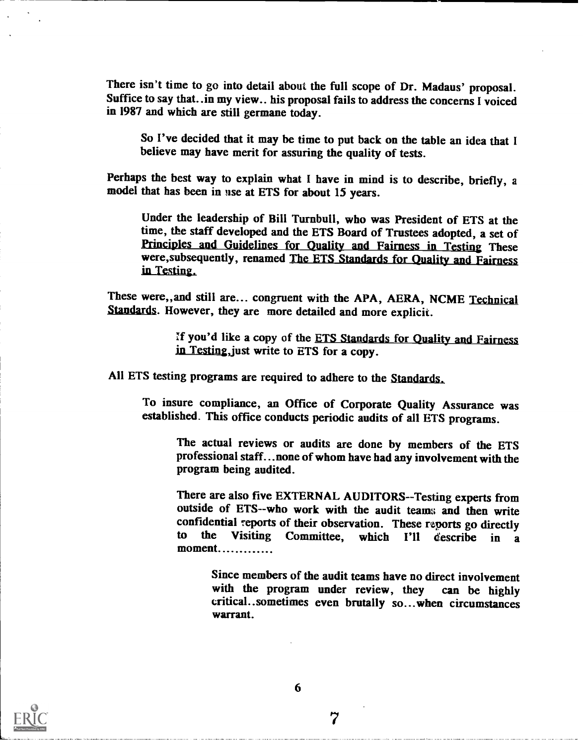There isn't time to go into detail about the full scope of Dr. Madaus' proposal. Suffice to say that..in my view.. his proposal fails to address the concerns I voiced in 1987 and which are still germane today.

So I've decided that it may be time to put back on the table an idea that I believe may have merit for assuring the quality of tests.

Perhaps the best way to explain what I have in mind is to describe, briefly, a model that has been in use at ETS for about 15 years.

Under the leadership of Bill Turnbull, who was President of ETS at the time, the staff developed and the ETS Board of Trustees adopted, a set of Principles and Guidelines for Quality and Fairness in Testing These were,subsequently, renamed The ETS Standards for Quality and Fairness in Testing.

These were,,and still are... congruent with the APA, AERA, NCME Technical Standards. However, they are more detailed and more explicit.

If you'd like a copy of the ETS Standards for Quality and Fairness in Testing,just write to ETS for a copy.

All ETS testing programs are required to adhere to the Standards.

To insure compliance, an Office of Corporate Quality Assurance was established. This office conducts periodic audits of all ETS programs.

The actual reviews or audits are done by members of the ETS professional staff...none of whom have had any involvement with the program being audited.

There are also five EXTERNAL AUDITORS--Testing experts from outside of ETS--who work with the audit teams and then write confidential reports of their observation. These reports go directly to the Visiting Committee, which I'll describe in a moment.............

Since members of the audit teams have no direct involvement with the program under review, they can be highly critical..sometimes even brutally so...when circumstances warrant.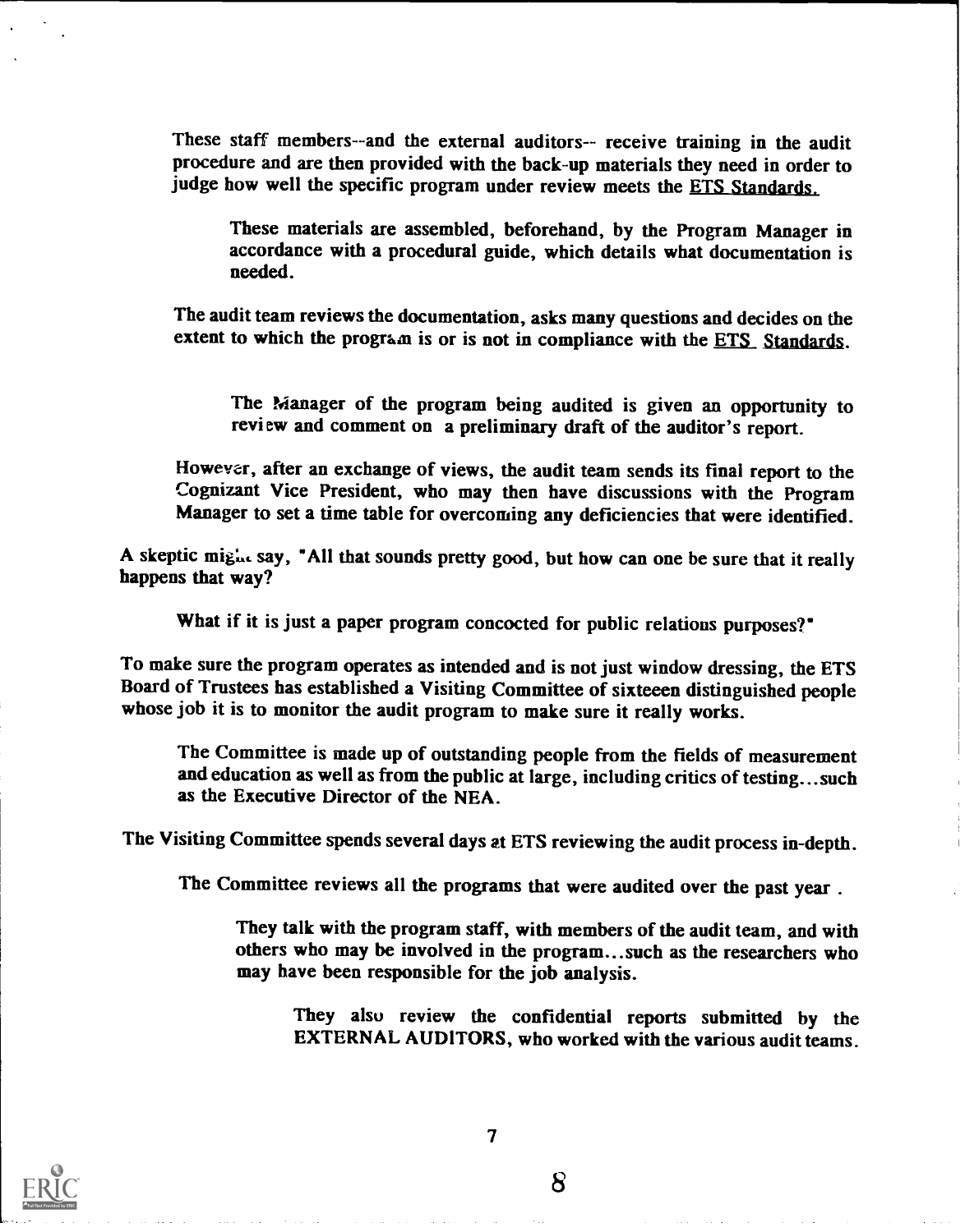These staff members--and the external auditors-- receive training in the audit procedure and are then provided with the back-up materials they need in order to judge how well the specific program under review meets the ETS Standards.

These materials are assembled, beforehand, by the Program Manager in accordance with a procedural guide, which details what documentation is needed.

The audit team reviews the documentation, asks many questions and decides on the extent to which the program is or is not in compliance with the ETS Standards.

The Manager of the program being audited is given an opportunity to review and comment on a preliminary draft of the auditor's report.

However, after an exchange of views, the audit team sends its final report to the Cognizant Vice President, who may then have discussions with the Program Manager to set a time table for overcoming any deficiencies that were identified.

A skeptic might say, "All that sounds pretty good, but how can one be sure that it really happens that way?

What if it is just a paper program concocted for public relations purposes?"

To make sure the program operates as intended and is not just window dressing, the ETS Board of Trustees has established a Visiting Committee of sixteeen distinguished people whose job it is to monitor the audit program to make sure it really works.

The Committee is made up of outstanding people from the fields of measurement and education as well as from the public at large, including critics of testing...such as the Executive Director of the NEA.

The Visiting Committee spends several days at ETS reviewing the audit process in-depth.

The Committee reviews all the programs that were audited over the past year .

They talk with the program staff, with members of the audit team, and with others who may be involved in the program...such as the researchers who may have been responsible for the job analysis.

They also review the confidential reports submitted by the EXTERNAL AUDITORS, who worked with the various audit teams.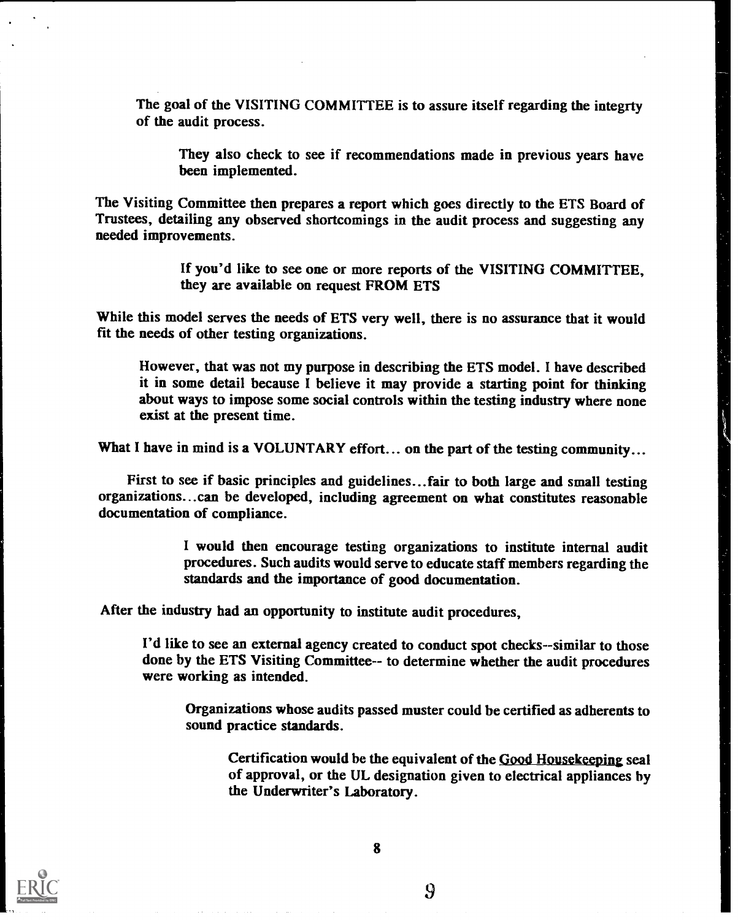The goal of the VISITING COMMITTEE is to assure itself regarding the integrty of the audit process.

They also check to see if recommendations made in previous years have been implemented.

The Visiting Committee then prepares a report which goes directly to the ETS Board of Trustees, detailing any observed shortcomings in the audit process and suggesting any needed improvements.

If you'd like to see one or more reports of the VISITING COMMITTEE, they are available on request FROM ETS

While this model serves the needs of ETS very well, there is no assurance that it would fit the needs of other testing organizations.

However, that was not my purpose in describing the ETS model. I have described it in some detail because I believe it may provide a starting point for thinking about ways to impose some social controls within the testing industry where none exist at the present time.

What I have in mind is a VOLUNTARY effort... on the part of the testing community...

First to see if basic principles and guidelines...fair to both large and small testing organizations...can be developed, including agreement on what constitutes reasonable documentation of compliance.

I would then encourage testing organizations to institute internal audit procedures. Such audits would serve to educate staff members regarding the standards and the importance of good documentation.

After the industry had an opportunity to institute audit procedures,

I'd like to see an external agency created to conduct spot checks--similar to those done by the ETS Visiting Committee-- to determine whether the audit procedures were working as intended.

Organizations whose audits passed muster could be certified as adherents to sound practice standards.

Certification would be the equivalent of the Good Housekeeping seal of approval, or the UL designation given to electrical appliances by the Underwriter's Laboratory.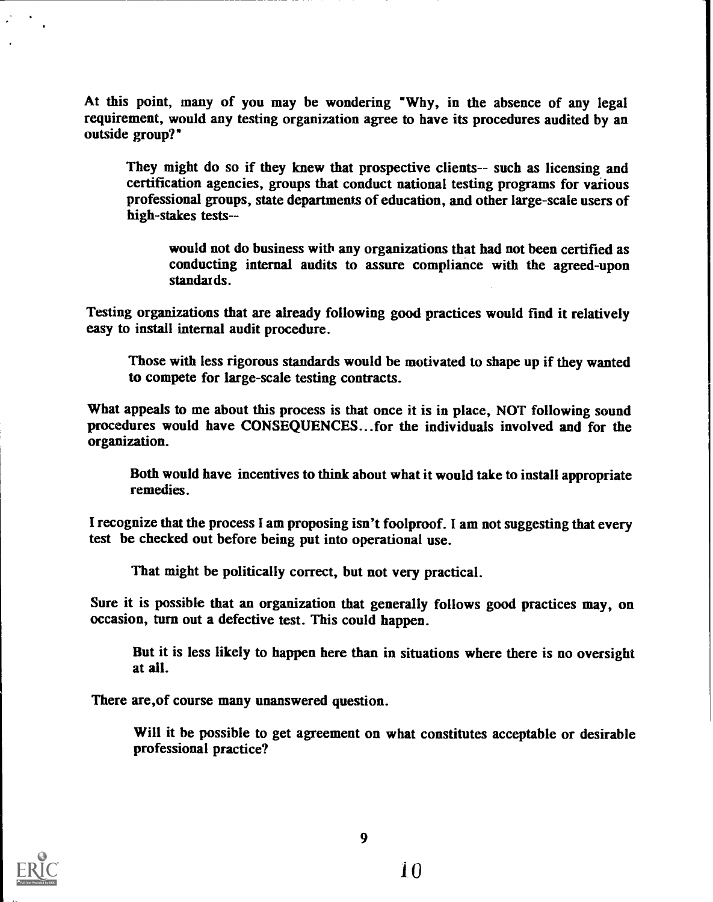At this point, many of you may be wondering "Why, in the absence of any legal requirement, would any testing organization agree to have its procedures audited by an outside group?"

> They might do so if they knew that prospective clients-- such as licensing and certification agencies, groups that conduct national testing programs for various professional groups, state departments of education, and other large-scale users of high-stakes tests--
>
> > would not do business with any organizations that had not been certified as conducting internal audits to assure compliance with the agreed-upon standards.

Testing organizations that are already following good practices would find it relatively easy to install internal audit procedure.

> Those with less rigorous standards would be motivated to shape up if they wanted to compete for large-scale testing contracts.

What appeals to me about this process is that once it is in place, NOT following sound procedures would have CONSEQUENCES...for the individuals involved and for the organization.

> Both would have incentives to think about what it would take to install appropriate remedies.

I recognize that the process I am proposing isn't foolproof. I am not suggesting that every test be checked out before being put into operational use.

> That might be politically correct, but not very practical.

Sure it is possible that an organization that generally follows good practices may, on occasion, turn out a defective test. This could happen.

> But it is less likely to happen here than in situations where there is no oversight at all.

There are,of course many unanswered question.

> Will it be possible to get agreement on what constitutes acceptable or desirable professional practice?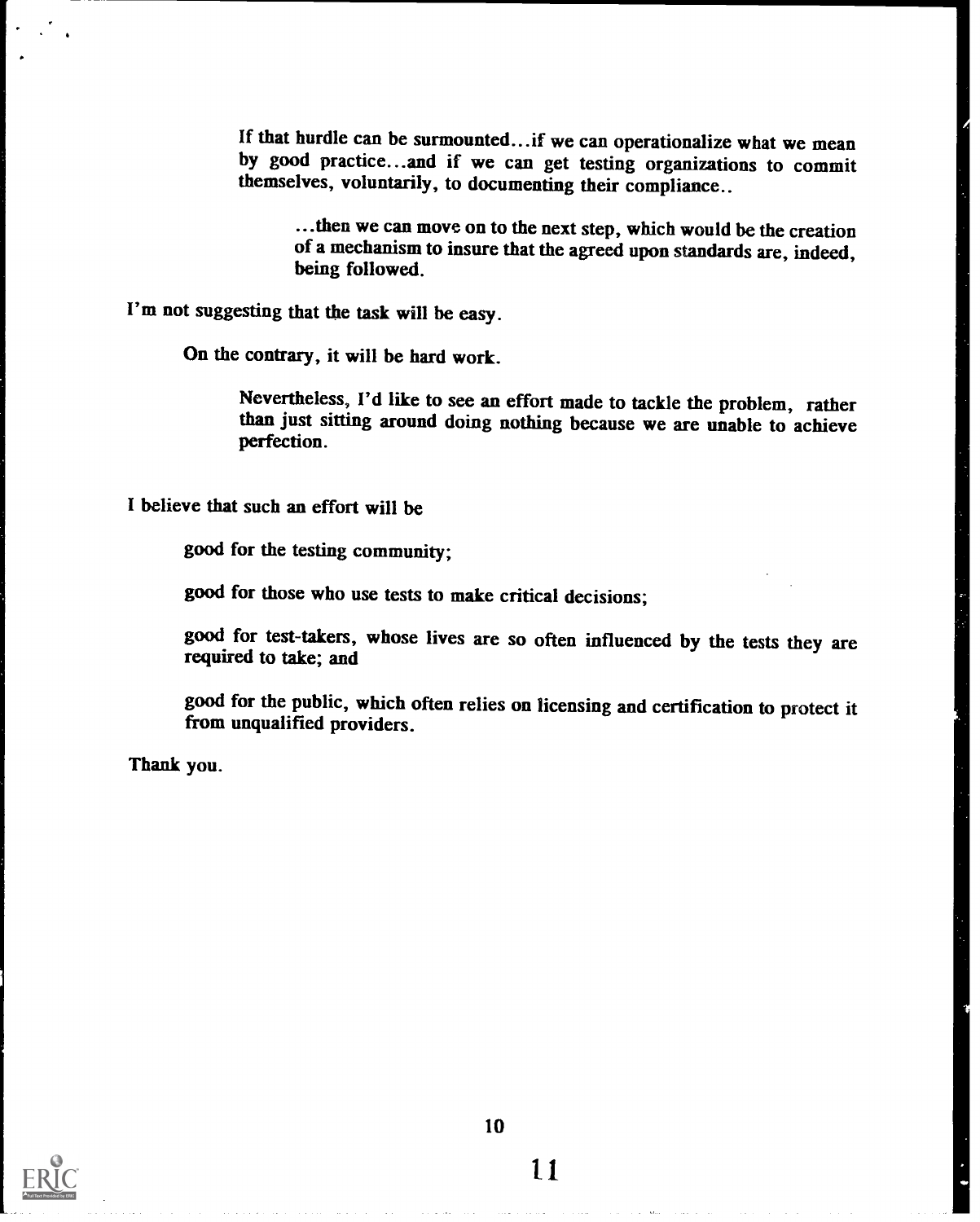If that hurdle can be surmounted...if we can operationalize what we mean by good practice...and if we can get testing organizations to commit themselves, voluntarily, to documenting their compliance..

...then we can move on to the next step, which would be the creation of a mechanism to insure that the agreed upon standards are, indeed, being followed.

I'm not suggesting that the task will be easy.

On the contrary, it will be hard work.

Nevertheless, I'd like to see an effort made to tackle the problem, rather than just sitting around doing nothing because we are unable to achieve perfection.

I believe that such an effort will be

good for the testing community;

good for those who use tests to make critical decisions;

good for test-takers, whose lives are so often influenced by the tests they are required to take; and

good for the public, which often relies on licensing and certification to protect it from unqualified providers.

Thank you.